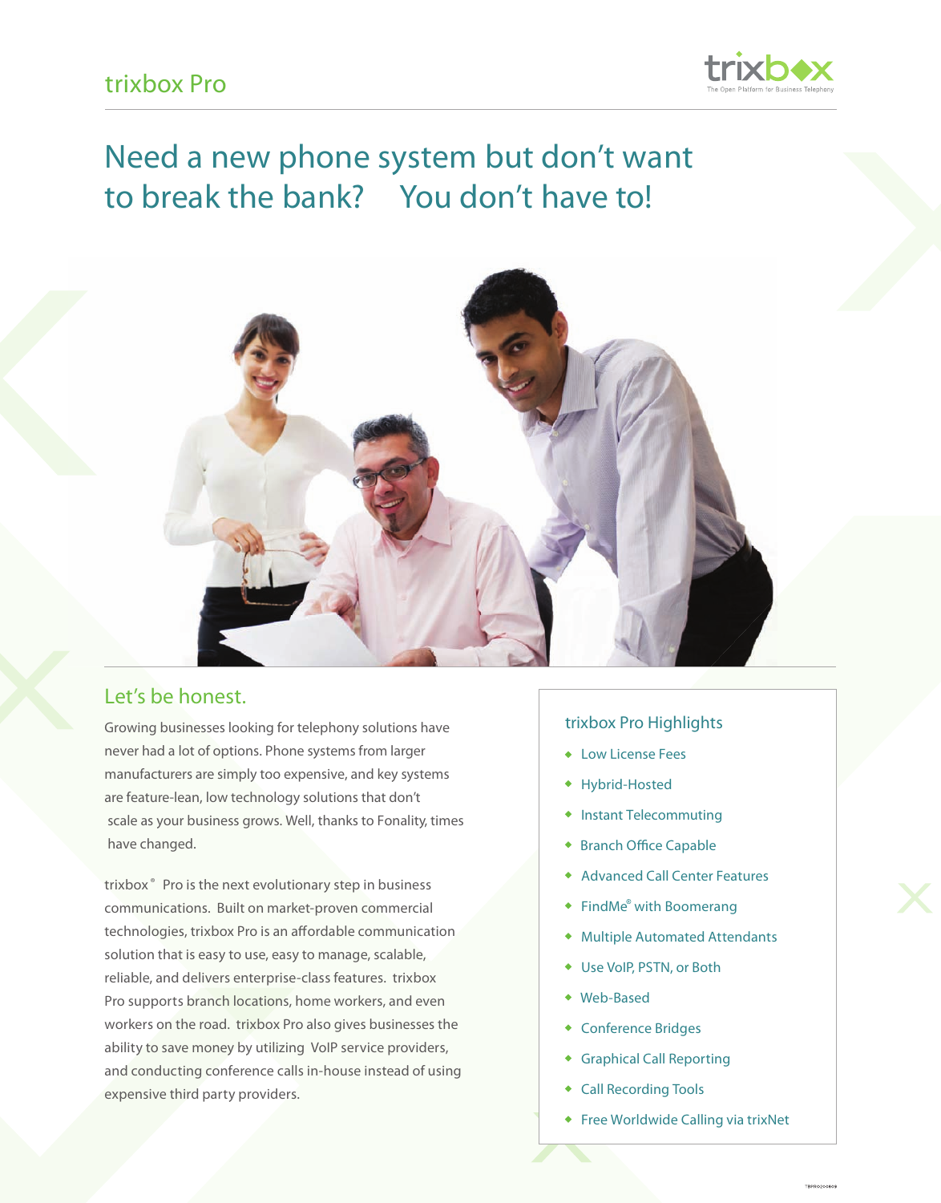# trixbox Pro

## Need a new phone system but don't want to break the bank? You don't have to!

### Let's be honest.

Growing businesses looking for telephony solutions have never had a lot of options. Phone systems from larger manufacturers are simply too expensive, and key systems are feature-lean, low technology solutions that don't scale as your business grows. Well, thanks to Fonality, times have changed.

trixbox® Pro is the next evolutionary step in business communications. Built on market-proven commercial technologies, trixbox Pro is an affordable communication solution that is easy to use, easy to manage, scalable, reliable, and delivers enterprise-class features. trixbox Pro supports branch locations, home workers, and even workers on the road. trixbox Pro also gives businesses the ability to save money by utilizing VoIP service providers, and conducting conference calls in-house instead of using expensive third party providers.

### trixbox Pro Highlights

- Low License Fees
- Hybrid-Hosted
- Instant Telecommuting
- Branch Office Capable
- Advanced Call Center Features
- FindMe® with Boomerang
- Multiple Automated Attendants
- Use VoIP, PSTN, or Both
- Web-Based
- Conference Bridges
- Graphical Call Reporting
- Call Recording Tools
- Free Worldwide Calling via trixNet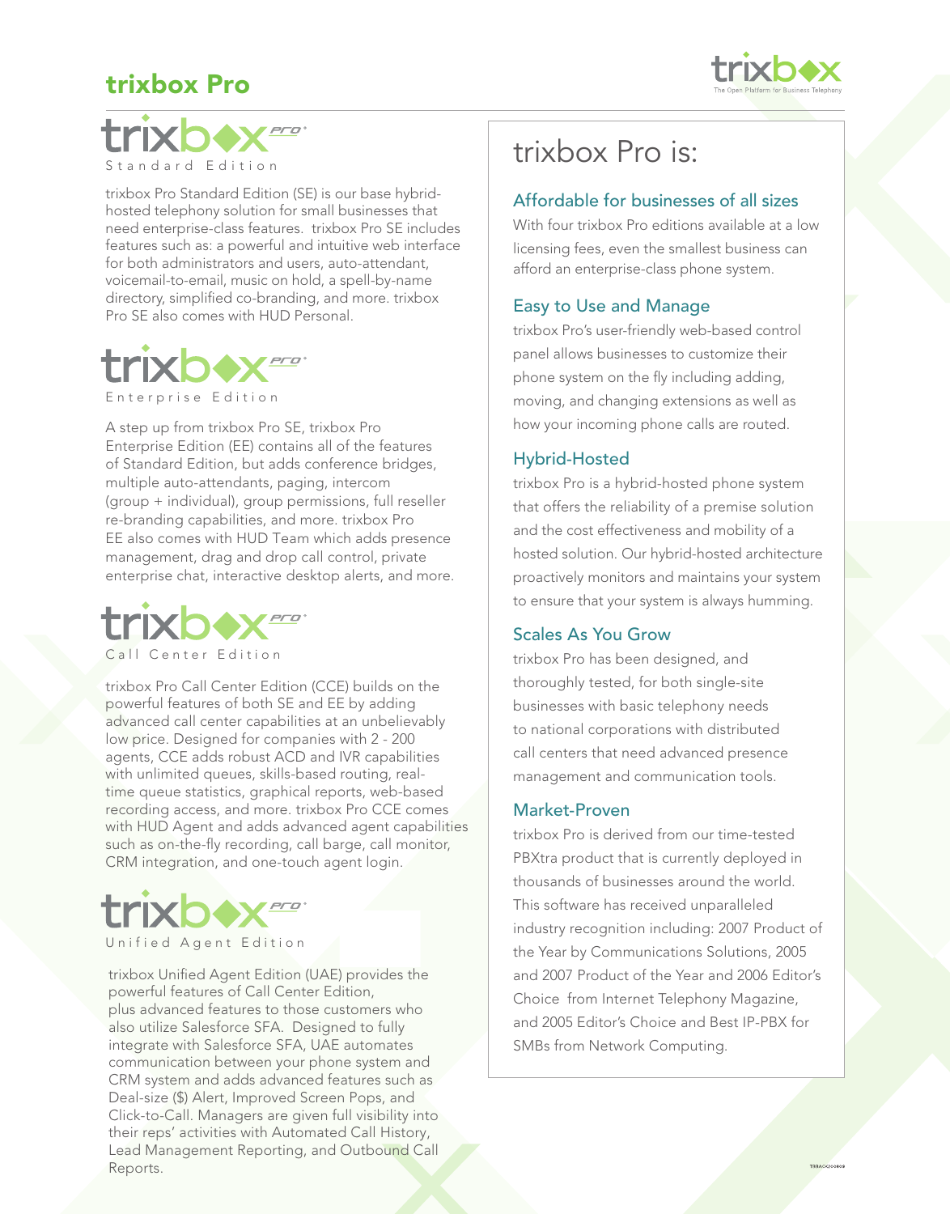# trixbox Pro

## trixbox Pro Standard Edition

trixbox Pro Standard Edition (SE) is our base hybrid-hosted telephony solution for small businesses that need enterprise-class features. trixbox Pro SE includes features such as: a powerful and intuitive web interface for both administrators and users, auto-attendant, voicemail-to-email, music on hold, a spell-by-name directory, simplified co-branding, and more. trixbox Pro SE also comes with HUD Personal.

## trixbox Pro Enterprise Edition

A step up from trixbox Pro SE, trixbox Pro Enterprise Edition (EE) contains all of the features of Standard Edition, but adds conference bridges, multiple auto-attendants, paging, intercom (group + individual), group permissions, full reseller re-branding capabilities, and more. trixbox Pro EE also comes with HUD Team which adds presence management, drag and drop call control, private enterprise chat, interactive desktop alerts, and more.

## trixbox Pro Call Center Edition

trixbox Pro Call Center Edition (CCE) builds on the powerful features of both SE and EE by adding advanced call center capabilities at an unbelievably low price. Designed for companies with 2 - 200 agents, CCE adds robust ACD and IVR capabilities with unlimited queues, skills-based routing, real-time queue statistics, graphical reports, web-based recording access, and more. trixbox Pro CCE comes with HUD Agent and adds advanced agent capabilities such as on-the-fly recording, call barge, call monitor, CRM integration, and one-touch agent login.

## trixbox Pro Unified Agent Edition

trixbox Unified Agent Edition (UAE) provides the powerful features of Call Center Edition, plus advanced features to those customers who also utilize Salesforce SFA. Designed to fully integrate with Salesforce SFA, UAE automates communication between your phone system and CRM system and adds advanced features such as Deal-size ($) Alert, Improved Screen Pops, and Click-to-Call. Managers are given full visibility into their reps' activities with Automated Call History, Lead Management Reporting, and Outbound Call Reports.

## trixbox Pro is:

### Affordable for businesses of all sizes

With four trixbox Pro editions available at a low licensing fees, even the smallest business can afford an enterprise-class phone system.

### Easy to Use and Manage

trixbox Pro's user-friendly web-based control panel allows businesses to customize their phone system on the fly including adding, moving, and changing extensions as well as how your incoming phone calls are routed.

### Hybrid-Hosted

trixbox Pro is a hybrid-hosted phone system that offers the reliability of a premise solution and the cost effectiveness and mobility of a hosted solution. Our hybrid-hosted architecture proactively monitors and maintains your system to ensure that your system is always humming.

### Scales As You Grow

trixbox Pro has been designed, and thoroughly tested, for both single-site businesses with basic telephony needs to national corporations with distributed call centers that need advanced presence management and communication tools.

### Market-Proven

trixbox Pro is derived from our time-tested PBXtra product that is currently deployed in thousands of businesses around the world. This software has received unparalleled industry recognition including: 2007 Product of the Year by Communications Solutions, 2005 and 2007 Product of the Year and 2006 Editor's Choice from Internet Telephony Magazine, and 2005 Editor's Choice and Best IP-PBX for SMBs from Network Computing.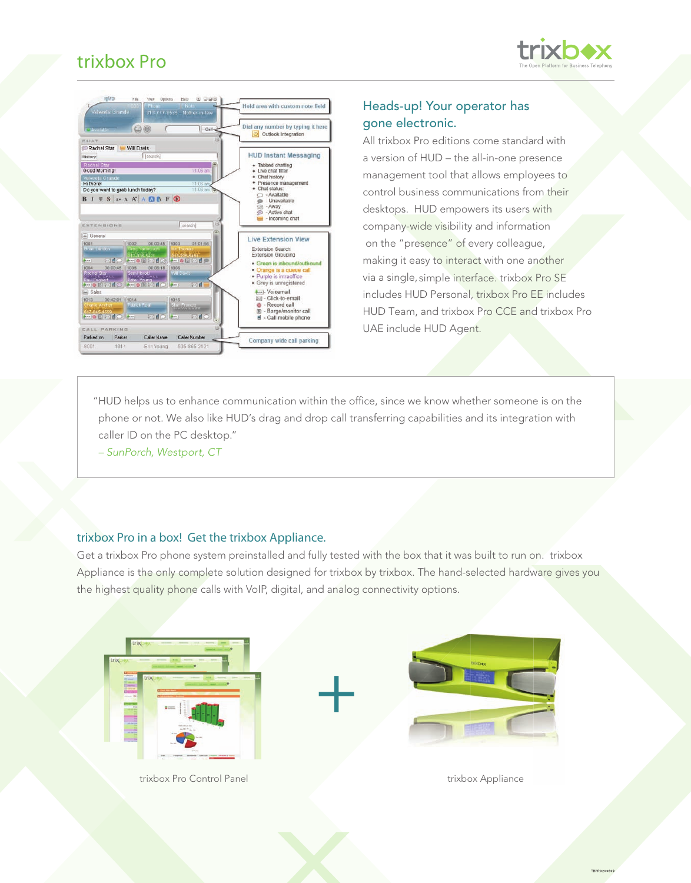# trixbox Pro

## Heads-up! Your operator has gone electronic.

All trixbox Pro editions come standard with a version of HUD – the all-in-one presence management tool that allows employees to control business communications from their desktops. HUD empowers its users with company-wide visibility and information on the "presence" of every colleague, making it easy to interact with one another via a single, simple interface. trixbox Pro SE includes HUD Personal, trixbox Pro EE includes HUD Team, and trixbox Pro CCE and trixbox Pro UAE include HUD Agent.

"HUD helps us to enhance communication within the office, since we know whether someone is on the phone or not. We also like HUD's drag and drop call transferring capabilities and its integration with caller ID on the PC desktop."

*– SunPorch, Westport, CT*

## trixbox Pro in a box! Get the trixbox Appliance.

Get a trixbox Pro phone system preinstalled and fully tested with the box that it was built to run on. trixbox Appliance is the only complete solution designed for trixbox by trixbox. The hand-selected hardware gives you the highest quality phone calls with VoIP, digital, and analog connectivity options.

trixbox Pro Control Panel

trixbox Appliance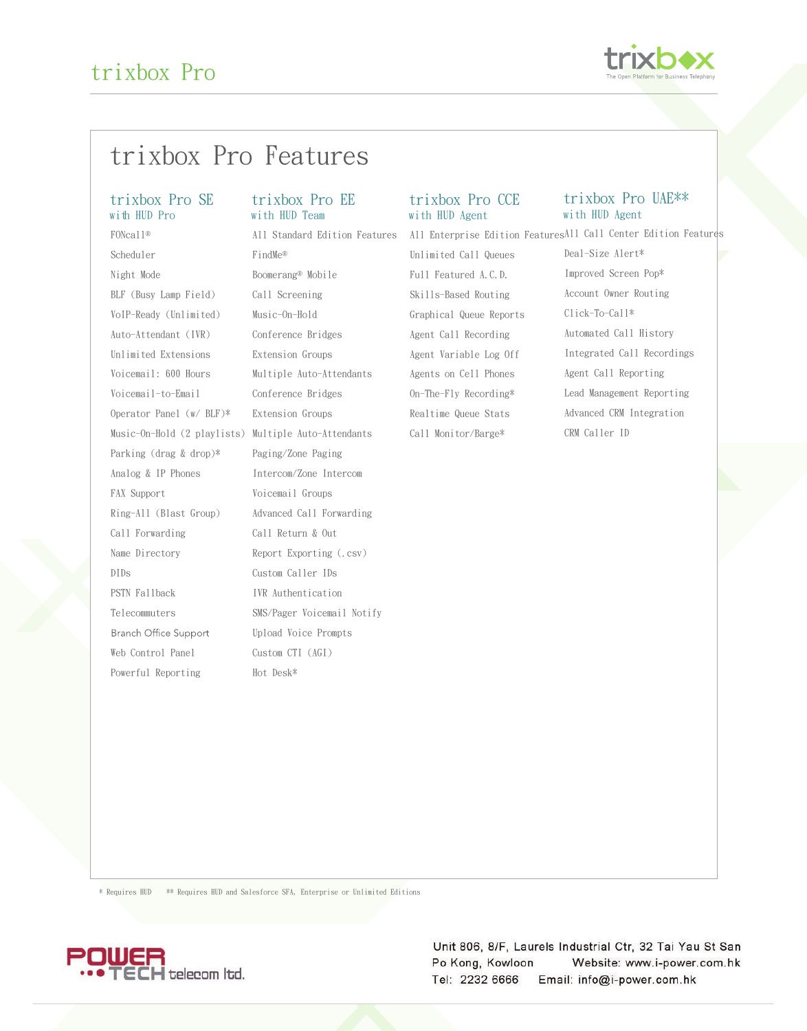# trixbox Pro

## trixbox Pro Features

| trixbox Pro SE with HUD Pro | trixbox Pro EE with HUD Team | trixbox Pro CCE with HUD Agent | trixbox Pro UAE** with HUD Agent |
|---|---|---|---|
| FONcall® | All Standard Edition Features | All Enterprise Edition Features | All Call Center Edition Features |
| Scheduler | FindMe® | Unlimited Call Queues | Deal-Size Alert* |
| Night Mode | Boomerang® Mobile | Full Featured A.C.D. | Improved Screen Pop* |
| BLF (Busy Lamp Field) | Call Screening | Skills-Based Routing | Account Owner Routing |
| VoIP-Ready (Unlimited) | Music-On-Hold | Graphical Queue Reports | Click-To-Call* |
| Auto-Attendant (IVR) | Conference Bridges | Agent Call Recording | Automated Call History |
| Unlimited Extensions | Extension Groups | Agent Variable Log Off | Integrated Call Recordings |
| Voicemail: 600 Hours | Multiple Auto-Attendants | Agents on Cell Phones | Agent Call Reporting |
| Voicemail-to-Email | Conference Bridges | On-The-Fly Recording* | Lead Management Reporting |
| Operator Panel (w/ BLF)* | Extension Groups | Realtime Queue Stats | Advanced CRM Integration |
| Music-On-Hold (2 playlists) | Multiple Auto-Attendants | Call Monitor/Barge* | CRM Caller ID |
| Parking (drag & drop)* | Paging/Zone Paging | | |
| Analog & IP Phones | Intercom/Zone Intercom | | |
| FAX Support | Voicemail Groups | | |
| Ring-All (Blast Group) | Advanced Call Forwarding | | |
| Call Forwarding | Call Return & Out | | |
| Name Directory | Report Exporting (.csv) | | |
| DIDs | Custom Caller IDs | | |
| PSTN Fallback | IVR Authentication | | |
| Telecommuters | SMS/Pager Voicemail Notify | | |
| Branch Office Support | Upload Voice Prompts | | |
| Web Control Panel | Custom CTI (AGI) | | |
| Powerful Reporting | Hot Desk* | | |

\* Requires HUD  ** Requires HUD and Salesforce SFA, Enterprise or Unlimited Editions

POWER TECH telecom ltd.

Unit 806, 8/F, Laurels Industrial Ctr, 32 Tai Yau St San Po Kong, Kowloon
Website: www.i-power.com.hk
Tel: 2232 6666  Email: info@i-power.com.hk